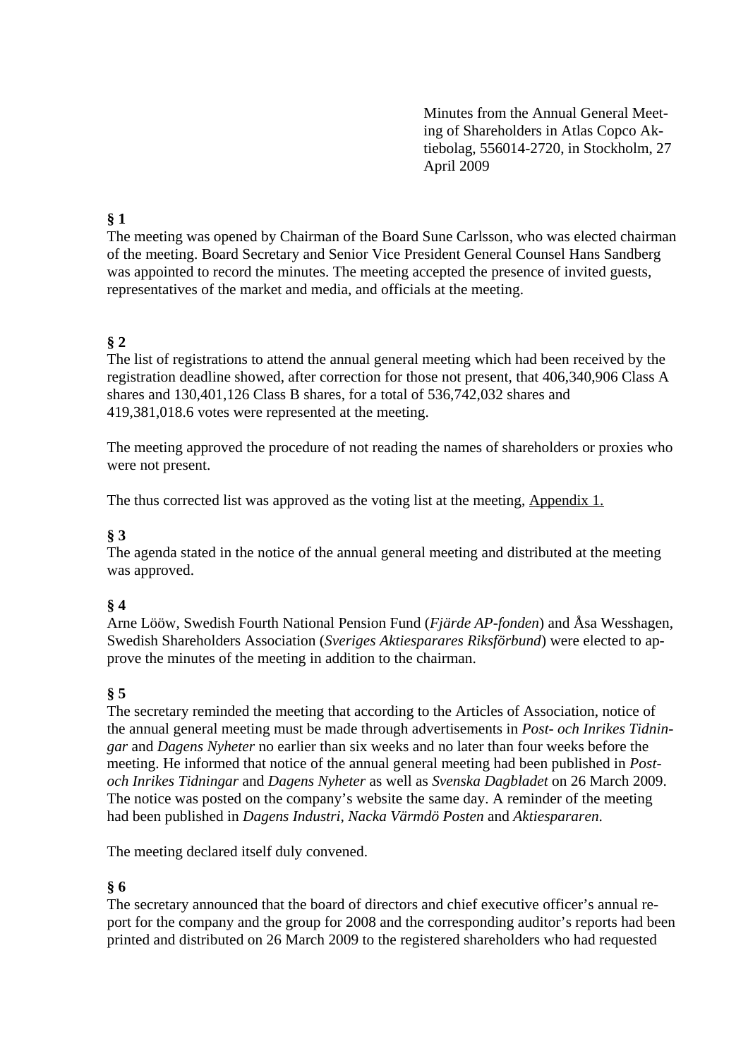Minutes from the Annual General Meeting of Shareholders in Atlas Copco Aktiebolag, 556014-2720, in Stockholm, 27 April 2009

**§ 1**
The meeting was opened by Chairman of the Board Sune Carlsson, who was elected chairman of the meeting. Board Secretary and Senior Vice President General Counsel Hans Sandberg was appointed to record the minutes. The meeting accepted the presence of invited guests, representatives of the market and media, and officials at the meeting.

**§ 2**
The list of registrations to attend the annual general meeting which had been received by the registration deadline showed, after correction for those not present, that 406,340,906 Class A shares and 130,401,126 Class B shares, for a total of 536,742,032 shares and 419,381,018.6 votes were represented at the meeting.

The meeting approved the procedure of not reading the names of shareholders or proxies who were not present.

The thus corrected list was approved as the voting list at the meeting, Appendix 1.

**§ 3**
The agenda stated in the notice of the annual general meeting and distributed at the meeting was approved.

**§ 4**
Arne Lööw, Swedish Fourth National Pension Fund (*Fjärde AP-fonden*) and Åsa Wesshagen, Swedish Shareholders Association (*Sveriges Aktiesparares Riksförbund*) were elected to approve the minutes of the meeting in addition to the chairman.

**§ 5**
The secretary reminded the meeting that according to the Articles of Association, notice of the annual general meeting must be made through advertisements in *Post- och Inrikes Tidningar* and *Dagens Nyheter* no earlier than six weeks and no later than four weeks before the meeting. He informed that notice of the annual general meeting had been published in *Post- och Inrikes Tidningar* and *Dagens Nyheter* as well as *Svenska Dagbladet* on 26 March 2009. The notice was posted on the company's website the same day. A reminder of the meeting had been published in *Dagens Industri, Nacka Värmdö Posten* and *Aktiespararen.*

The meeting declared itself duly convened.

**§ 6**
The secretary announced that the board of directors and chief executive officer's annual report for the company and the group for 2008 and the corresponding auditor's reports had been printed and distributed on 26 March 2009 to the registered shareholders who had requested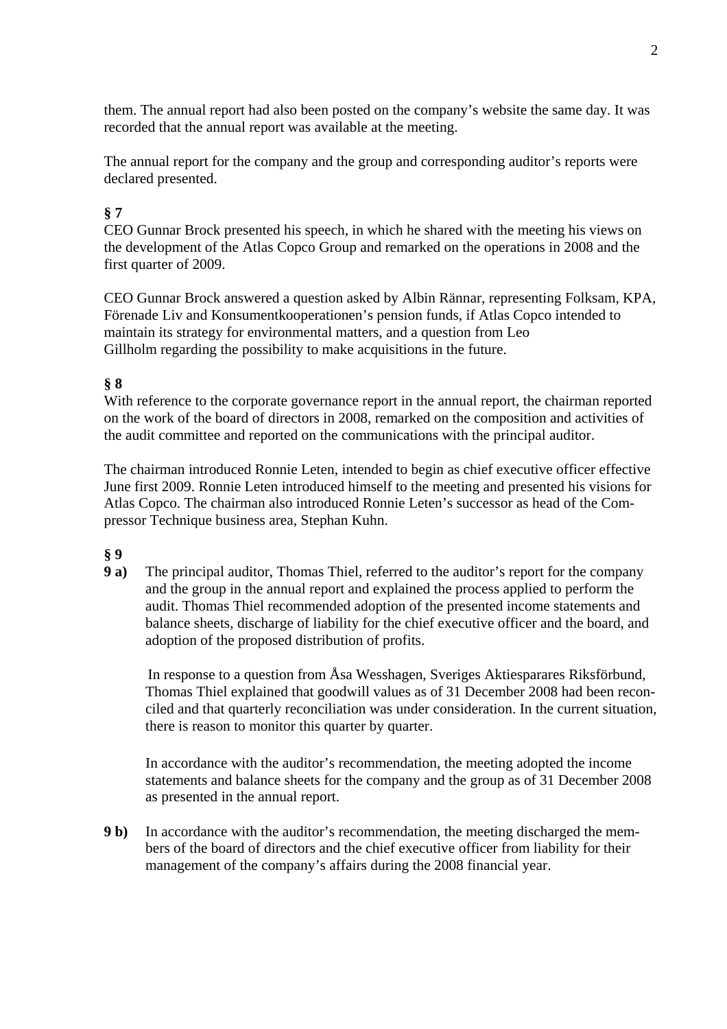them. The annual report had also been posted on the company's website the same day. It was recorded that the annual report was available at the meeting.

The annual report for the company and the group and corresponding auditor's reports were declared presented.

**§ 7**
CEO Gunnar Brock presented his speech, in which he shared with the meeting his views on the development of the Atlas Copco Group and remarked on the operations in 2008 and the first quarter of 2009.

CEO Gunnar Brock answered a question asked by Albin Rännar, representing Folksam, KPA, Förenade Liv and Konsumentkooperationen's pension funds, if Atlas Copco intended to maintain its strategy for environmental matters, and a question from Leo Gillholm regarding the possibility to make acquisitions in the future.

**§ 8**
With reference to the corporate governance report in the annual report, the chairman reported on the work of the board of directors in 2008, remarked on the composition and activities of the audit committee and reported on the communications with the principal auditor.

The chairman introduced Ronnie Leten, intended to begin as chief executive officer effective June first 2009. Ronnie Leten introduced himself to the meeting and presented his visions for Atlas Copco. The chairman also introduced Ronnie Leten's successor as head of the Compressor Technique business area, Stephan Kuhn.

**§ 9**

**9 a)** The principal auditor, Thomas Thiel, referred to the auditor's report for the company and the group in the annual report and explained the process applied to perform the audit. Thomas Thiel recommended adoption of the presented income statements and balance sheets, discharge of liability for the chief executive officer and the board, and adoption of the proposed distribution of profits.

In response to a question from Åsa Wesshagen, Sveriges Aktiesparares Riksförbund, Thomas Thiel explained that goodwill values as of 31 December 2008 had been reconciled and that quarterly reconciliation was under consideration. In the current situation, there is reason to monitor this quarter by quarter.

In accordance with the auditor's recommendation, the meeting adopted the income statements and balance sheets for the company and the group as of 31 December 2008 as presented in the annual report.

**9 b)** In accordance with the auditor's recommendation, the meeting discharged the members of the board of directors and the chief executive officer from liability for their management of the company's affairs during the 2008 financial year.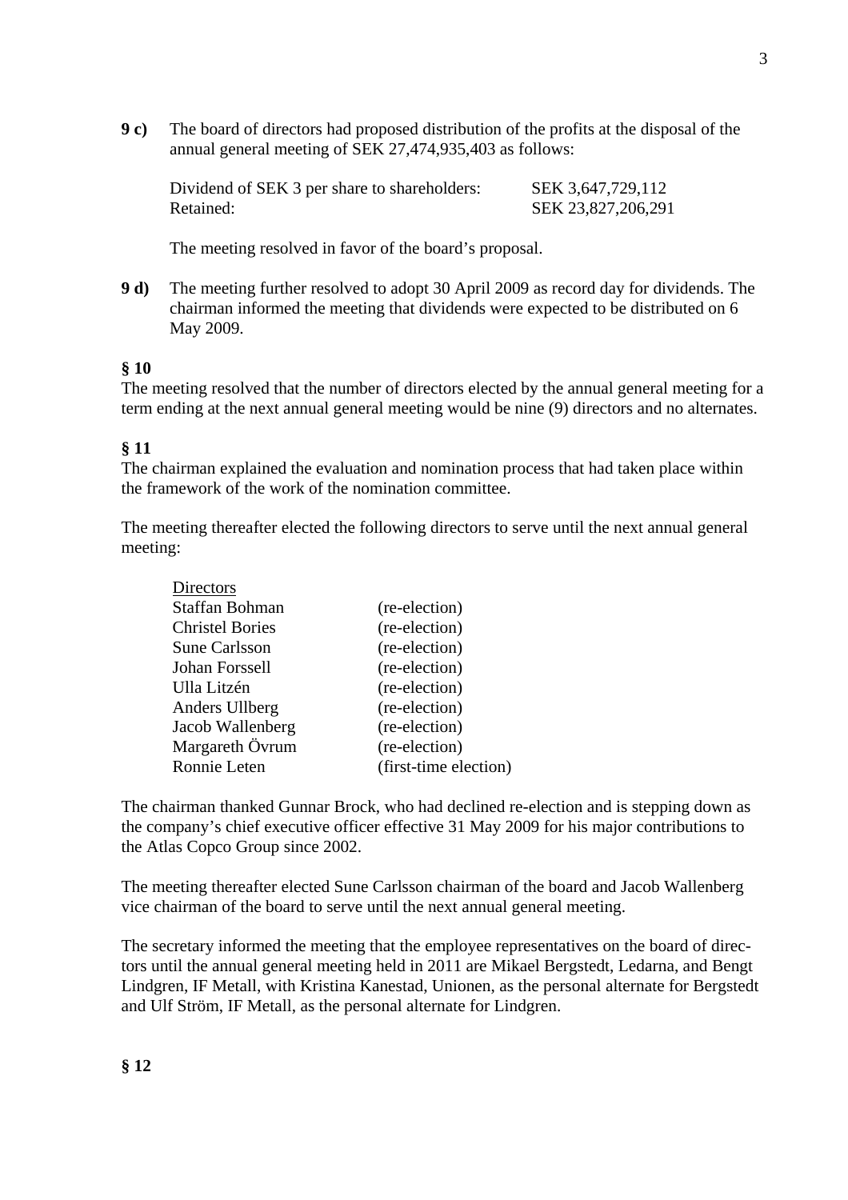**9 c)** The board of directors had proposed distribution of the profits at the disposal of the annual general meeting of SEK 27,474,935,403 as follows:

| | |
|---|---|
| Dividend of SEK 3 per share to shareholders: | SEK 3,647,729,112 |
| Retained: | SEK 23,827,206,291 |

The meeting resolved in favor of the board's proposal.

**9 d)** The meeting further resolved to adopt 30 April 2009 as record day for dividends. The chairman informed the meeting that dividends were expected to be distributed on 6 May 2009.

**§ 10**

The meeting resolved that the number of directors elected by the annual general meeting for a term ending at the next annual general meeting would be nine (9) directors and no alternates.

**§ 11**

The chairman explained the evaluation and nomination process that had taken place within the framework of the work of the nomination committee.

The meeting thereafter elected the following directors to serve until the next annual general meeting:

| Directors | |
|---|---|
| Staffan Bohman | (re-election) |
| Christel Bories | (re-election) |
| Sune Carlsson | (re-election) |
| Johan Forssell | (re-election) |
| Ulla Litzén | (re-election) |
| Anders Ullberg | (re-election) |
| Jacob Wallenberg | (re-election) |
| Margareth Övrum | (re-election) |
| Ronnie Leten | (first-time election) |

The chairman thanked Gunnar Brock, who had declined re-election and is stepping down as the company's chief executive officer effective 31 May 2009 for his major contributions to the Atlas Copco Group since 2002.

The meeting thereafter elected Sune Carlsson chairman of the board and Jacob Wallenberg vice chairman of the board to serve until the next annual general meeting.

The secretary informed the meeting that the employee representatives on the board of directors until the annual general meeting held in 2011 are Mikael Bergstedt, Ledarna, and Bengt Lindgren, IF Metall, with Kristina Kanestad, Unionen, as the personal alternate for Bergstedt and Ulf Ström, IF Metall, as the personal alternate for Lindgren.

**§ 12**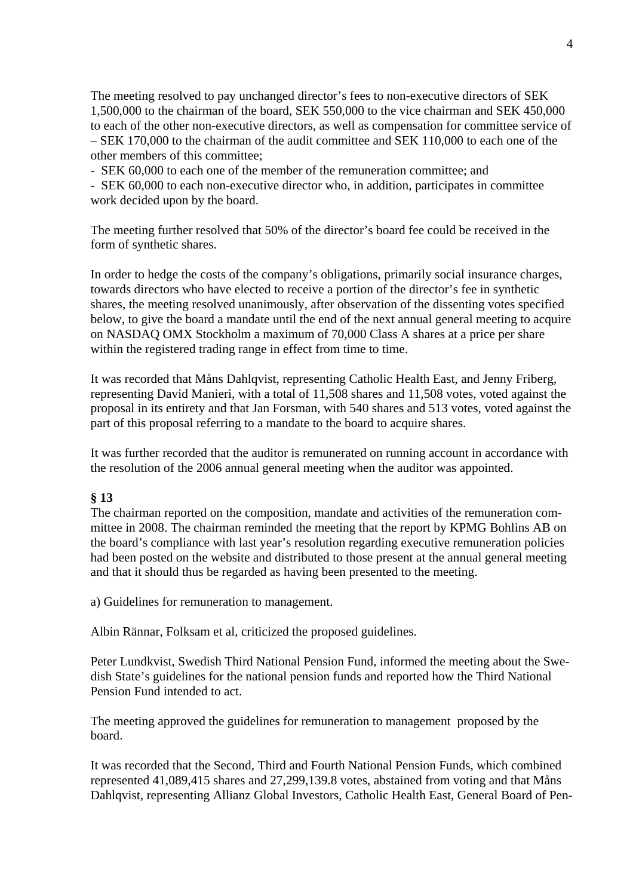The meeting resolved to pay unchanged director's fees to non-executive directors of SEK 1,500,000 to the chairman of the board, SEK 550,000 to the vice chairman and SEK 450,000 to each of the other non-executive directors, as well as compensation for committee service of – SEK 170,000 to the chairman of the audit committee and SEK 110,000 to each one of the other members of this committee;

- SEK 60,000 to each one of the member of the remuneration committee; and
- SEK 60,000 to each non-executive director who, in addition, participates in committee work decided upon by the board.

The meeting further resolved that 50% of the director's board fee could be received in the form of synthetic shares.

In order to hedge the costs of the company's obligations, primarily social insurance charges, towards directors who have elected to receive a portion of the director's fee in synthetic shares, the meeting resolved unanimously, after observation of the dissenting votes specified below, to give the board a mandate until the end of the next annual general meeting to acquire on NASDAQ OMX Stockholm a maximum of 70,000 Class A shares at a price per share within the registered trading range in effect from time to time.

It was recorded that Måns Dahlqvist, representing Catholic Health East, and Jenny Friberg, representing David Manieri, with a total of 11,508 shares and 11,508 votes, voted against the proposal in its entirety and that Jan Forsman, with 540 shares and 513 votes, voted against the part of this proposal referring to a mandate to the board to acquire shares.

It was further recorded that the auditor is remunerated on running account in accordance with the resolution of the 2006 annual general meeting when the auditor was appointed.

**§ 13**

The chairman reported on the composition, mandate and activities of the remuneration committee in 2008. The chairman reminded the meeting that the report by KPMG Bohlins AB on the board's compliance with last year's resolution regarding executive remuneration policies had been posted on the website and distributed to those present at the annual general meeting and that it should thus be regarded as having been presented to the meeting.

a) Guidelines for remuneration to management.

Albin Rännar, Folksam et al, criticized the proposed guidelines.

Peter Lundkvist, Swedish Third National Pension Fund, informed the meeting about the Swedish State's guidelines for the national pension funds and reported how the Third National Pension Fund intended to act.

The meeting approved the guidelines for remuneration to management proposed by the board.

It was recorded that the Second, Third and Fourth National Pension Funds, which combined represented 41,089,415 shares and 27,299,139.8 votes, abstained from voting and that Måns Dahlqvist, representing Allianz Global Investors, Catholic Health East, General Board of Pen-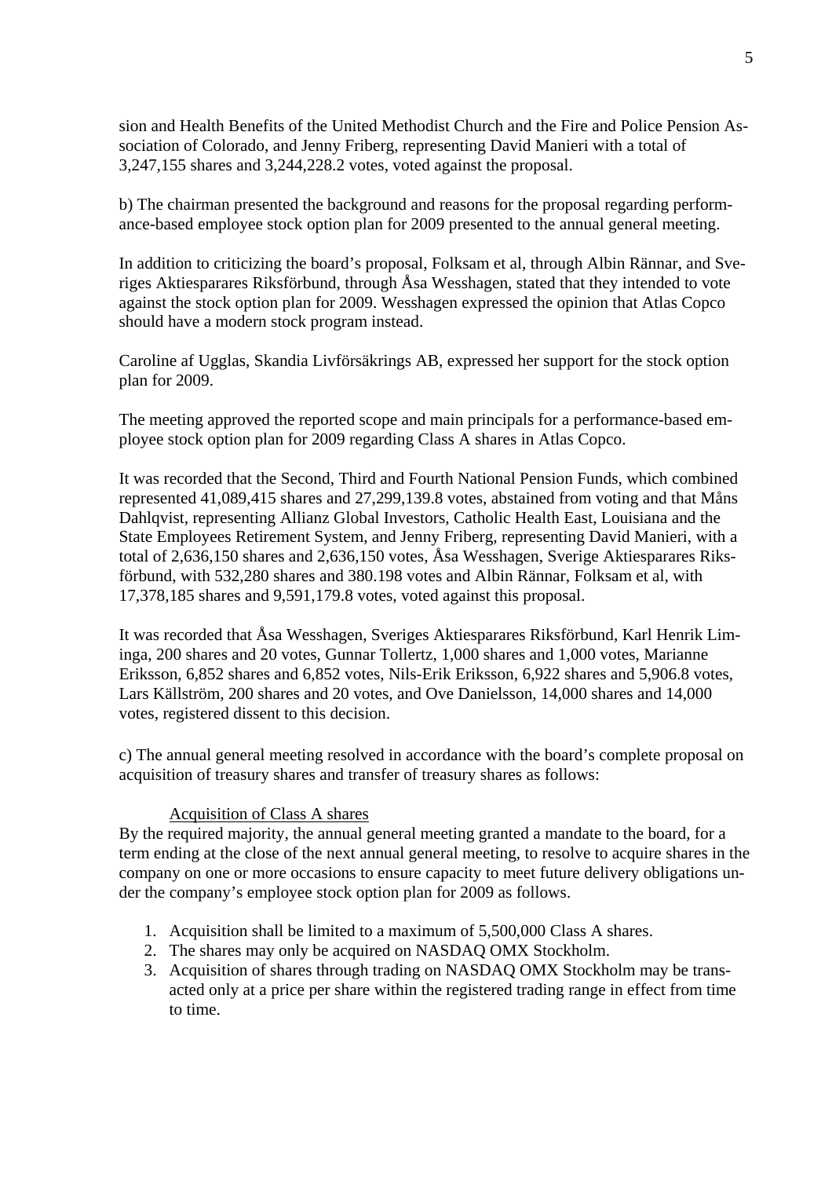sion and Health Benefits of the United Methodist Church and the Fire and Police Pension Association of Colorado, and Jenny Friberg, representing David Manieri with a total of 3,247,155 shares and 3,244,228.2 votes, voted against the proposal.

b) The chairman presented the background and reasons for the proposal regarding performance-based employee stock option plan for 2009 presented to the annual general meeting.

In addition to criticizing the board's proposal, Folksam et al, through Albin Rännar, and Sveriges Aktiesparares Riksförbund, through Åsa Wesshagen, stated that they intended to vote against the stock option plan for 2009. Wesshagen expressed the opinion that Atlas Copco should have a modern stock program instead.

Caroline af Ugglas, Skandia Livförsäkrings AB, expressed her support for the stock option plan for 2009.

The meeting approved the reported scope and main principals for a performance-based employee stock option plan for 2009 regarding Class A shares in Atlas Copco.

It was recorded that the Second, Third and Fourth National Pension Funds, which combined represented 41,089,415 shares and 27,299,139.8 votes, abstained from voting and that Måns Dahlqvist, representing Allianz Global Investors, Catholic Health East, Louisiana and the State Employees Retirement System, and Jenny Friberg, representing David Manieri, with a total of 2,636,150 shares and 2,636,150 votes, Åsa Wesshagen, Sverige Aktiesparares Riksförbund, with 532,280 shares and 380.198 votes and Albin Rännar, Folksam et al, with 17,378,185 shares and 9,591,179.8 votes, voted against this proposal.

It was recorded that Åsa Wesshagen, Sveriges Aktiesparares Riksförbund, Karl Henrik Liminga, 200 shares and 20 votes, Gunnar Tollertz, 1,000 shares and 1,000 votes, Marianne Eriksson, 6,852 shares and 6,852 votes, Nils-Erik Eriksson, 6,922 shares and 5,906.8 votes, Lars Källström, 200 shares and 20 votes, and Ove Danielsson, 14,000 shares and 14,000 votes, registered dissent to this decision.

c) The annual general meeting resolved in accordance with the board's complete proposal on acquisition of treasury shares and transfer of treasury shares as follows:

Acquisition of Class A shares

By the required majority, the annual general meeting granted a mandate to the board, for a term ending at the close of the next annual general meeting, to resolve to acquire shares in the company on one or more occasions to ensure capacity to meet future delivery obligations under the company's employee stock option plan for 2009 as follows.

1. Acquisition shall be limited to a maximum of 5,500,000 Class A shares.
2. The shares may only be acquired on NASDAQ OMX Stockholm.
3. Acquisition of shares through trading on NASDAQ OMX Stockholm may be transacted only at a price per share within the registered trading range in effect from time to time.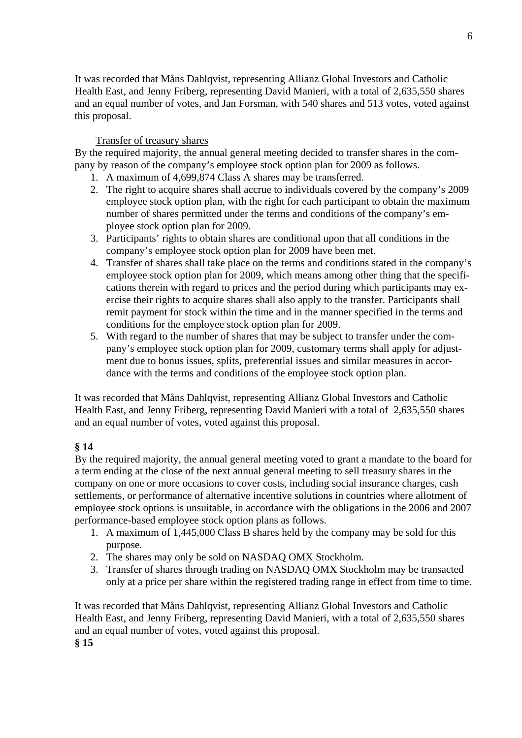It was recorded that Måns Dahlqvist, representing Allianz Global Investors and Catholic Health East, and Jenny Friberg, representing David Manieri, with a total of 2,635,550 shares and an equal number of votes, and Jan Forsman, with 540 shares and 513 votes, voted against this proposal.

<u>Transfer of treasury shares</u>

By the required majority, the annual general meeting decided to transfer shares in the company by reason of the company's employee stock option plan for 2009 as follows.

1. A maximum of 4,699,874 Class A shares may be transferred.
2. The right to acquire shares shall accrue to individuals covered by the company's 2009 employee stock option plan, with the right for each participant to obtain the maximum number of shares permitted under the terms and conditions of the company's employee stock option plan for 2009.
3. Participants' rights to obtain shares are conditional upon that all conditions in the company's employee stock option plan for 2009 have been met.
4. Transfer of shares shall take place on the terms and conditions stated in the company's employee stock option plan for 2009, which means among other thing that the specifications therein with regard to prices and the period during which participants may exercise their rights to acquire shares shall also apply to the transfer. Participants shall remit payment for stock within the time and in the manner specified in the terms and conditions for the employee stock option plan for 2009.
5. With regard to the number of shares that may be subject to transfer under the company's employee stock option plan for 2009, customary terms shall apply for adjustment due to bonus issues, splits, preferential issues and similar measures in accordance with the terms and conditions of the employee stock option plan.

It was recorded that Måns Dahlqvist, representing Allianz Global Investors and Catholic Health East, and Jenny Friberg, representing David Manieri with a total of 2,635,550 shares and an equal number of votes, voted against this proposal.

**§ 14**

By the required majority, the annual general meeting voted to grant a mandate to the board for a term ending at the close of the next annual general meeting to sell treasury shares in the company on one or more occasions to cover costs, including social insurance charges, cash settlements, or performance of alternative incentive solutions in countries where allotment of employee stock options is unsuitable, in accordance with the obligations in the 2006 and 2007 performance-based employee stock option plans as follows.

1. A maximum of 1,445,000 Class B shares held by the company may be sold for this purpose.
2. The shares may only be sold on NASDAQ OMX Stockholm.
3. Transfer of shares through trading on NASDAQ OMX Stockholm may be transacted only at a price per share within the registered trading range in effect from time to time.

It was recorded that Måns Dahlqvist, representing Allianz Global Investors and Catholic Health East, and Jenny Friberg, representing David Manieri, with a total of 2,635,550 shares and an equal number of votes, voted against this proposal.

**§ 15**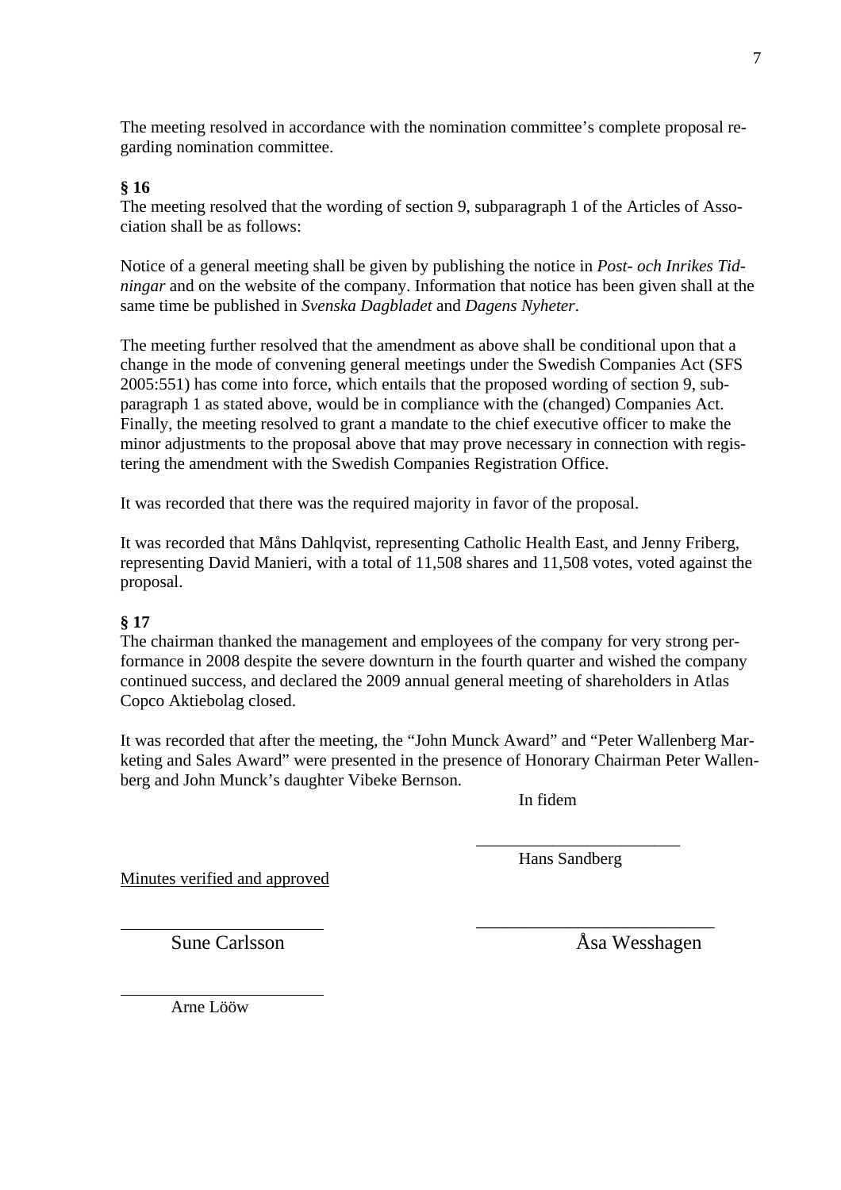The meeting resolved in accordance with the nomination committee's complete proposal regarding nomination committee.

**§ 16**

The meeting resolved that the wording of section 9, subparagraph 1 of the Articles of Association shall be as follows:

Notice of a general meeting shall be given by publishing the notice in *Post- och Inrikes Tidningar* and on the website of the company. Information that notice has been given shall at the same time be published in *Svenska Dagbladet* and *Dagens Nyheter*.

The meeting further resolved that the amendment as above shall be conditional upon that a change in the mode of convening general meetings under the Swedish Companies Act (SFS 2005:551) has come into force, which entails that the proposed wording of section 9, subparagraph 1 as stated above, would be in compliance with the (changed) Companies Act. Finally, the meeting resolved to grant a mandate to the chief executive officer to make the minor adjustments to the proposal above that may prove necessary in connection with registering the amendment with the Swedish Companies Registration Office.

It was recorded that there was the required majority in favor of the proposal.

It was recorded that Måns Dahlqvist, representing Catholic Health East, and Jenny Friberg, representing David Manieri, with a total of 11,508 shares and 11,508 votes, voted against the proposal.

**§ 17**

The chairman thanked the management and employees of the company for very strong performance in 2008 despite the severe downturn in the fourth quarter and wished the company continued success, and declared the 2009 annual general meeting of shareholders in Atlas Copco Aktiebolag closed.

It was recorded that after the meeting, the "John Munck Award" and "Peter Wallenberg Marketing and Sales Award" were presented in the presence of Honorary Chairman Peter Wallenberg and John Munck's daughter Vibeke Bernson.

In fidem

\_\_\_\_\_\_\_\_\_\_\_\_\_\_\_\_\_\_\_\_\_\_\_\_

Hans Sandberg

Minutes verified and approved

\_\_\_\_\_\_\_\_\_\_\_\_\_\_\_\_\_\_\_\_\_\_\_\_

Sune Carlsson

\_\_\_\_\_\_\_\_\_\_\_\_\_\_\_\_\_\_\_\_\_\_\_\_

Åsa Wesshagen

\_\_\_\_\_\_\_\_\_\_\_\_\_\_\_\_\_\_\_\_\_\_\_\_

Arne Lööw